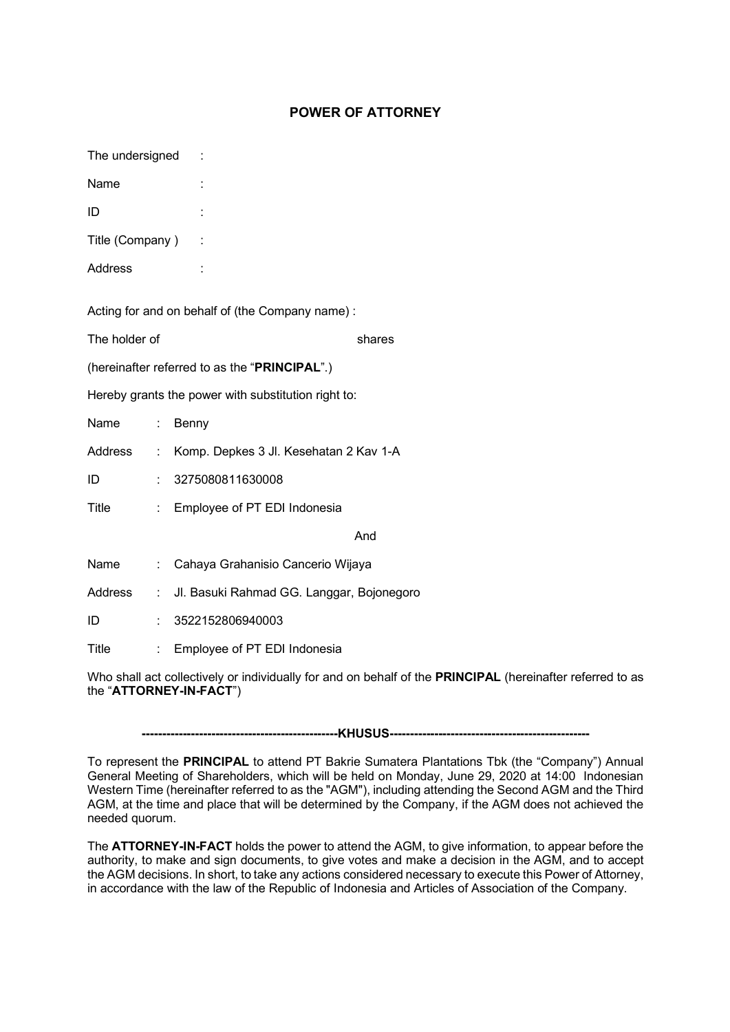# POWER OF ATTORNEY

The undersigned :

Name :

ID :

Title (Company ) :

Address :

Acting for and on behalf of (the Company name) :

The holder of shares

(hereinafter referred to as the "**PRINCIPAL**".)

Hereby grants the power with substitution right to:

Name : Benny

Address : Komp. Depkes 3 Jl. Kesehatan 2 Kav 1-A

ID : 3275080811630008

Title : Employee of PT EDI Indonesia

And

Name : Cahaya Grahanisio Cancerio Wijaya

Address : Jl. Basuki Rahmad GG. Langgar, Bojonegoro

ID : 3522152806940003

Title : Employee of PT EDI Indonesia

Who shall act collectively or individually for and on behalf of the **PRINCIPAL** (hereinafter referred to as the "**ATTORNEY-IN-FACT**")

**-----------------------------------------------KHUSUS------------------------------------------------**

To represent the **PRINCIPAL** to attend PT Bakrie Sumatera Plantations Tbk (the "Company") Annual General Meeting of Shareholders, which will be held on Monday, June 29, 2020 at 14:00 Indonesian Western Time (hereinafter referred to as the "AGM"), including attending the Second AGM and the Third AGM, at the time and place that will be determined by the Company, if the AGM does not achieved the needed quorum.

The **ATTORNEY-IN-FACT** holds the power to attend the AGM, to give information, to appear before the authority, to make and sign documents, to give votes and make a decision in the AGM, and to accept the AGM decisions. In short, to take any actions considered necessary to execute this Power of Attorney, in accordance with the law of the Republic of Indonesia and Articles of Association of the Company.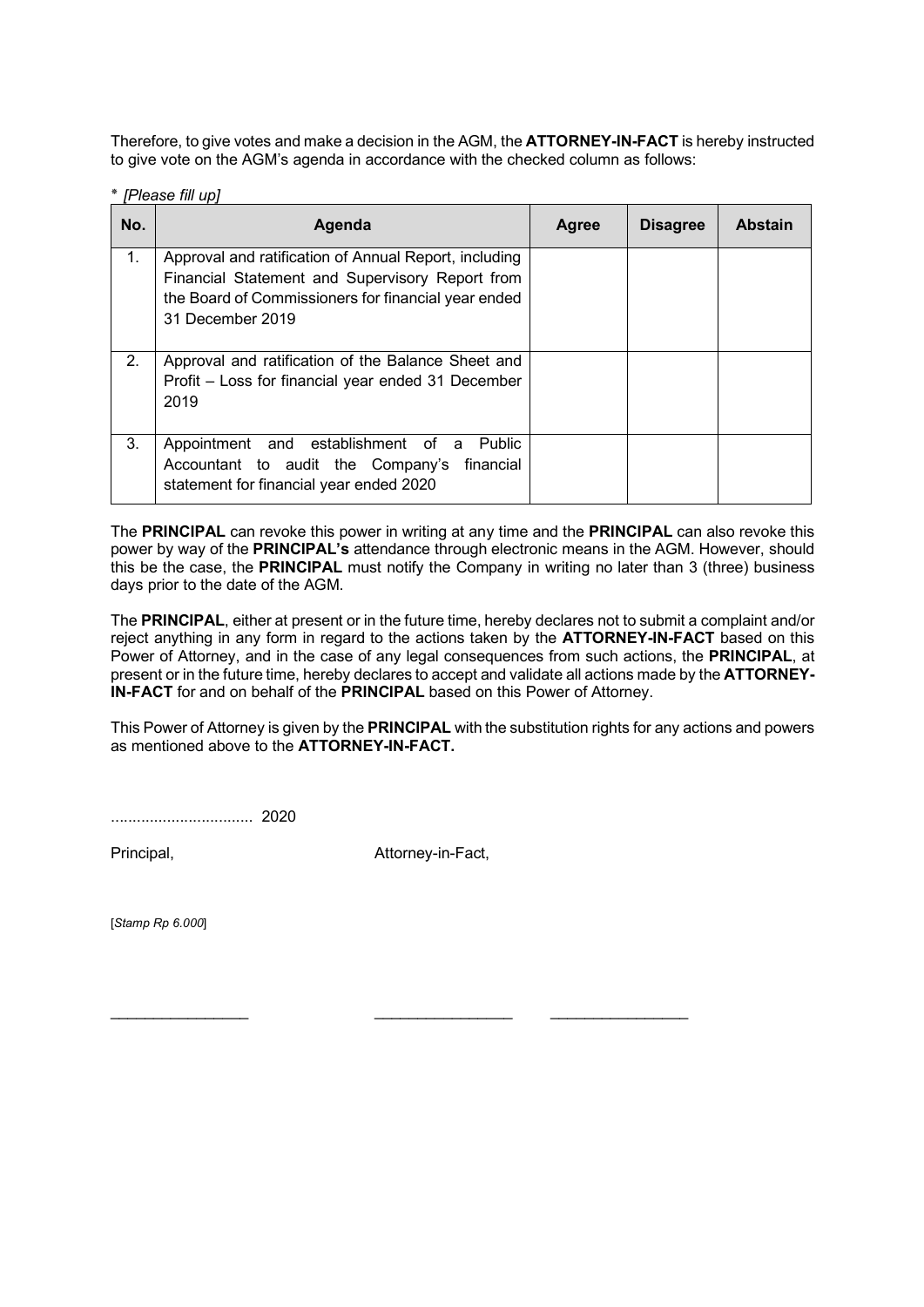Therefore, to give votes and make a decision in the AGM, the **ATTORNEY-IN-FACT** is hereby instructed to give vote on the AGM's agenda in accordance with the checked column as follows:

* *[Please fill up]*

| No. | Agenda | Agree | Disagree | Abstain |
|---|---|---|---|---|
| 1. | Approval and ratification of Annual Report, including Financial Statement and Supervisory Report from the Board of Commissioners for financial year ended 31 December 2019 | | | |
| 2. | Approval and ratification of the Balance Sheet and Profit – Loss for financial year ended 31 December 2019 | | | |
| 3. | Appointment and establishment of a Public Accountant to audit the Company's financial statement for financial year ended 2020 | | | |

The **PRINCIPAL** can revoke this power in writing at any time and the **PRINCIPAL** can also revoke this power by way of the **PRINCIPAL's** attendance through electronic means in the AGM. However, should this be the case, the **PRINCIPAL** must notify the Company in writing no later than 3 (three) business days prior to the date of the AGM.

The **PRINCIPAL**, either at present or in the future time, hereby declares not to submit a complaint and/or reject anything in any form in regard to the actions taken by the **ATTORNEY-IN-FACT** based on this Power of Attorney, and in the case of any legal consequences from such actions, the **PRINCIPAL**, at present or in the future time, hereby declares to accept and validate all actions made by the **ATTORNEY-IN-FACT** for and on behalf of the **PRINCIPAL** based on this Power of Attorney.

This Power of Attorney is given by the **PRINCIPAL** with the substitution rights for any actions and powers as mentioned above to the **ATTORNEY-IN-FACT.**

................................ 2020

Principal, Attorney-in-Fact,

[*Stamp Rp 6.000*]

________________ ________________ ________________